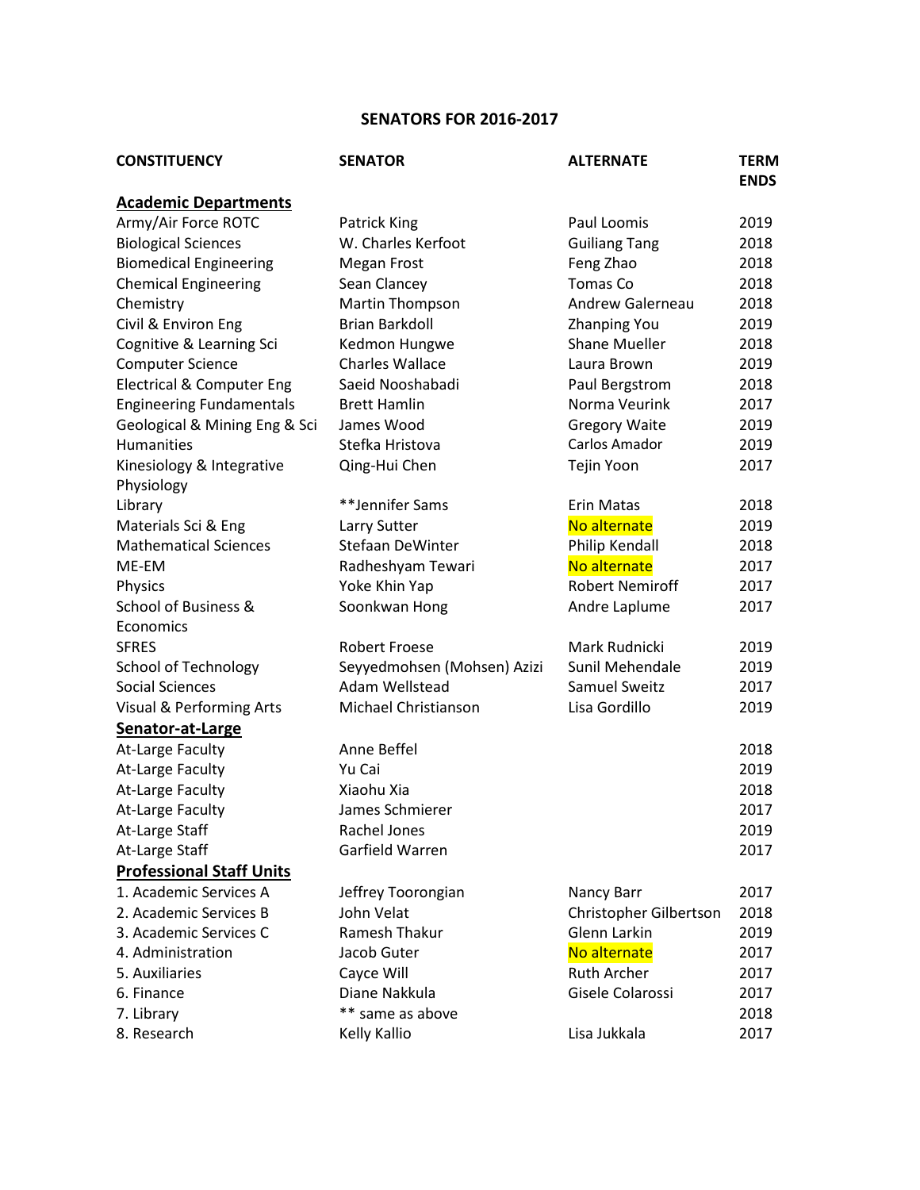# SENATORS FOR 2016-2017

| CONSTITUENCY | SENATOR | ALTERNATE | TERM ENDS |
|---|---|---|---|
| **Academic Departments** | | | |
| Army/Air Force ROTC | Patrick King | Paul Loomis | 2019 |
| Biological Sciences | W. Charles Kerfoot | Guiliang Tang | 2018 |
| Biomedical Engineering | Megan Frost | Feng Zhao | 2018 |
| Chemical Engineering | Sean Clancey | Tomas Co | 2018 |
| Chemistry | Martin Thompson | Andrew Galerneau | 2018 |
| Civil & Environ Eng | Brian Barkdoll | Zhanping You | 2019 |
| Cognitive & Learning Sci | Kedmon Hungwe | Shane Mueller | 2018 |
| Computer Science | Charles Wallace | Laura Brown | 2019 |
| Electrical & Computer Eng | Saeid Nooshabadi | Paul Bergstrom | 2018 |
| Engineering Fundamentals | Brett Hamlin | Norma Veurink | 2017 |
| Geological & Mining Eng & Sci | James Wood | Gregory Waite | 2019 |
| Humanities | Stefka Hristova | Carlos Amador | 2019 |
| Kinesiology & Integrative Physiology | Qing-Hui Chen | Tejin Yoon | 2017 |
| Library | **Jennifer Sams | Erin Matas | 2018 |
| Materials Sci & Eng | Larry Sutter | No alternate | 2019 |
| Mathematical Sciences | Stefaan DeWinter | Philip Kendall | 2018 |
| ME-EM | Radheshyam Tewari | No alternate | 2017 |
| Physics | Yoke Khin Yap | Robert Nemiroff | 2017 |
| School of Business & Economics | Soonkwan Hong | Andre Laplume | 2017 |
| SFRES | Robert Froese | Mark Rudnicki | 2019 |
| School of Technology | Seyyedmohsen (Mohsen) Azizi | Sunil Mehendale | 2019 |
| Social Sciences | Adam Wellstead | Samuel Sweitz | 2017 |
| Visual & Performing Arts | Michael Christianson | Lisa Gordillo | 2019 |
| **Senator-at-Large** | | | |
| At-Large Faculty | Anne Beffel | | 2018 |
| At-Large Faculty | Yu Cai | | 2019 |
| At-Large Faculty | Xiaohu Xia | | 2018 |
| At-Large Faculty | James Schmierer | | 2017 |
| At-Large Staff | Rachel Jones | | 2019 |
| At-Large Staff | Garfield Warren | | 2017 |
| **Professional Staff Units** | | | |
| 1. Academic Services A | Jeffrey Toorongian | Nancy Barr | 2017 |
| 2. Academic Services B | John Velat | Christopher Gilbertson | 2018 |
| 3. Academic Services C | Ramesh Thakur | Glenn Larkin | 2019 |
| 4. Administration | Jacob Guter | No alternate | 2017 |
| 5. Auxiliaries | Cayce Will | Ruth Archer | 2017 |
| 6. Finance | Diane Nakkula | Gisele Colarossi | 2017 |
| 7. Library | ** same as above | | 2018 |
| 8. Research | Kelly Kallio | Lisa Jukkala | 2017 |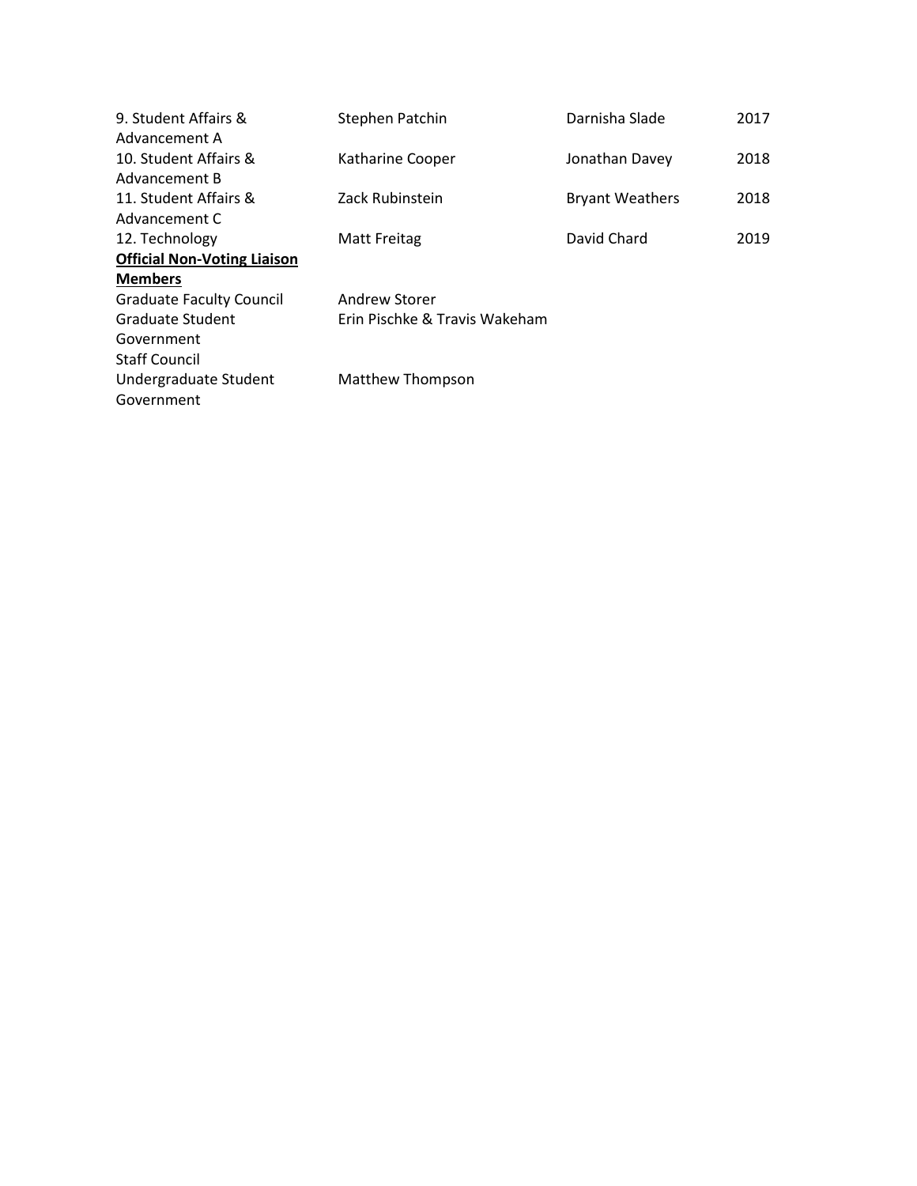| | | | |
|---|---|---|---|
| 9. Student Affairs & Advancement A | Stephen Patchin | Darnisha Slade | 2017 |
| 10. Student Affairs & Advancement B | Katharine Cooper | Jonathan Davey | 2018 |
| 11. Student Affairs & Advancement C | Zack Rubinstein | Bryant Weathers | 2018 |
| 12. Technology | Matt Freitag | David Chard | 2019 |
| **Official Non-Voting Liaison Members** | | | |
| Graduate Faculty Council | Andrew Storer | | |
| Graduate Student Government | Erin Pischke & Travis Wakeham | | |
| Staff Council | | | |
| Undergraduate Student Government | Matthew Thompson | | |